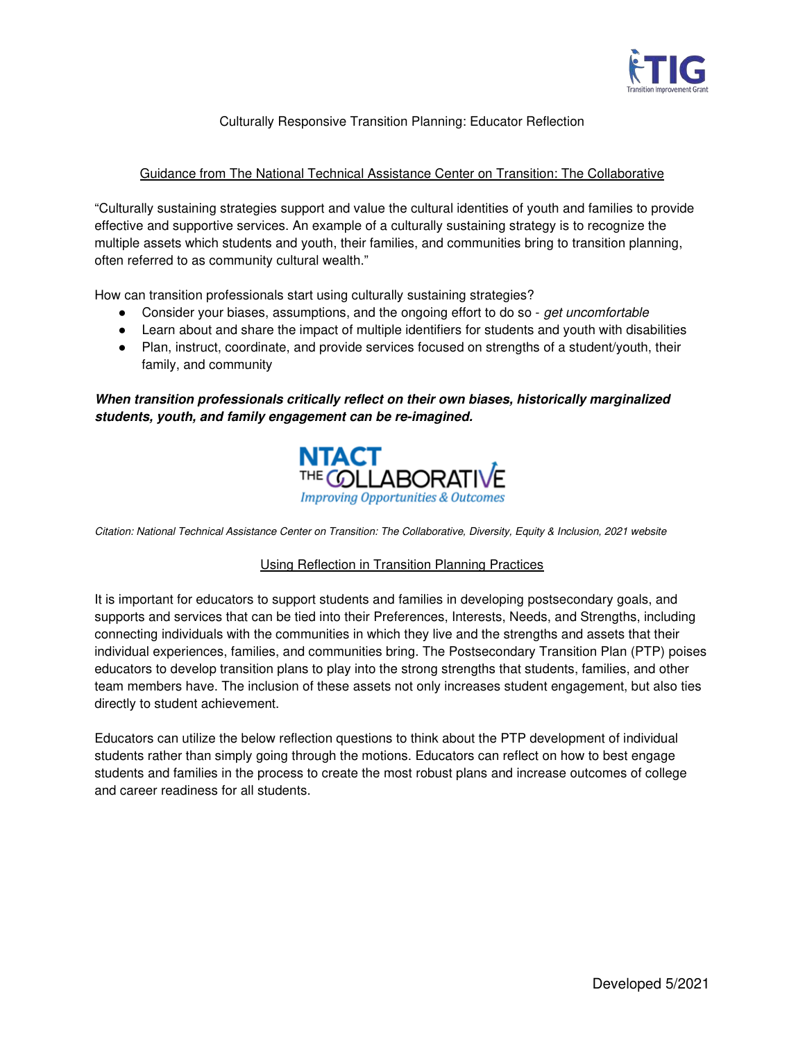# Culturally Responsive Transition Planning: Educator Reflection

## Guidance from The National Technical Assistance Center on Transition: The Collaborative

"Culturally sustaining strategies support and value the cultural identities of youth and families to provide effective and supportive services. An example of a culturally sustaining strategy is to recognize the multiple assets which students and youth, their families, and communities bring to transition planning, often referred to as community cultural wealth."

How can transition professionals start using culturally sustaining strategies?

- Consider your biases, assumptions, and the ongoing effort to do so - *get uncomfortable*
- Learn about and share the impact of multiple identifiers for students and youth with disabilities
- Plan, instruct, coordinate, and provide services focused on strengths of a student/youth, their family, and community

***When transition professionals critically reflect on their own biases, historically marginalized students, youth, and family engagement can be re-imagined.***

*Citation: National Technical Assistance Center on Transition: The Collaborative, Diversity, Equity & Inclusion, 2021 website*

## Using Reflection in Transition Planning Practices

It is important for educators to support students and families in developing postsecondary goals, and supports and services that can be tied into their Preferences, Interests, Needs, and Strengths, including connecting individuals with the communities in which they live and the strengths and assets that their individual experiences, families, and communities bring. The Postsecondary Transition Plan (PTP) poises educators to develop transition plans to play into the strong strengths that students, families, and other team members have. The inclusion of these assets not only increases student engagement, but also ties directly to student achievement.

Educators can utilize the below reflection questions to think about the PTP development of individual students rather than simply going through the motions. Educators can reflect on how to best engage students and families in the process to create the most robust plans and increase outcomes of college and career readiness for all students.

Developed 5/2021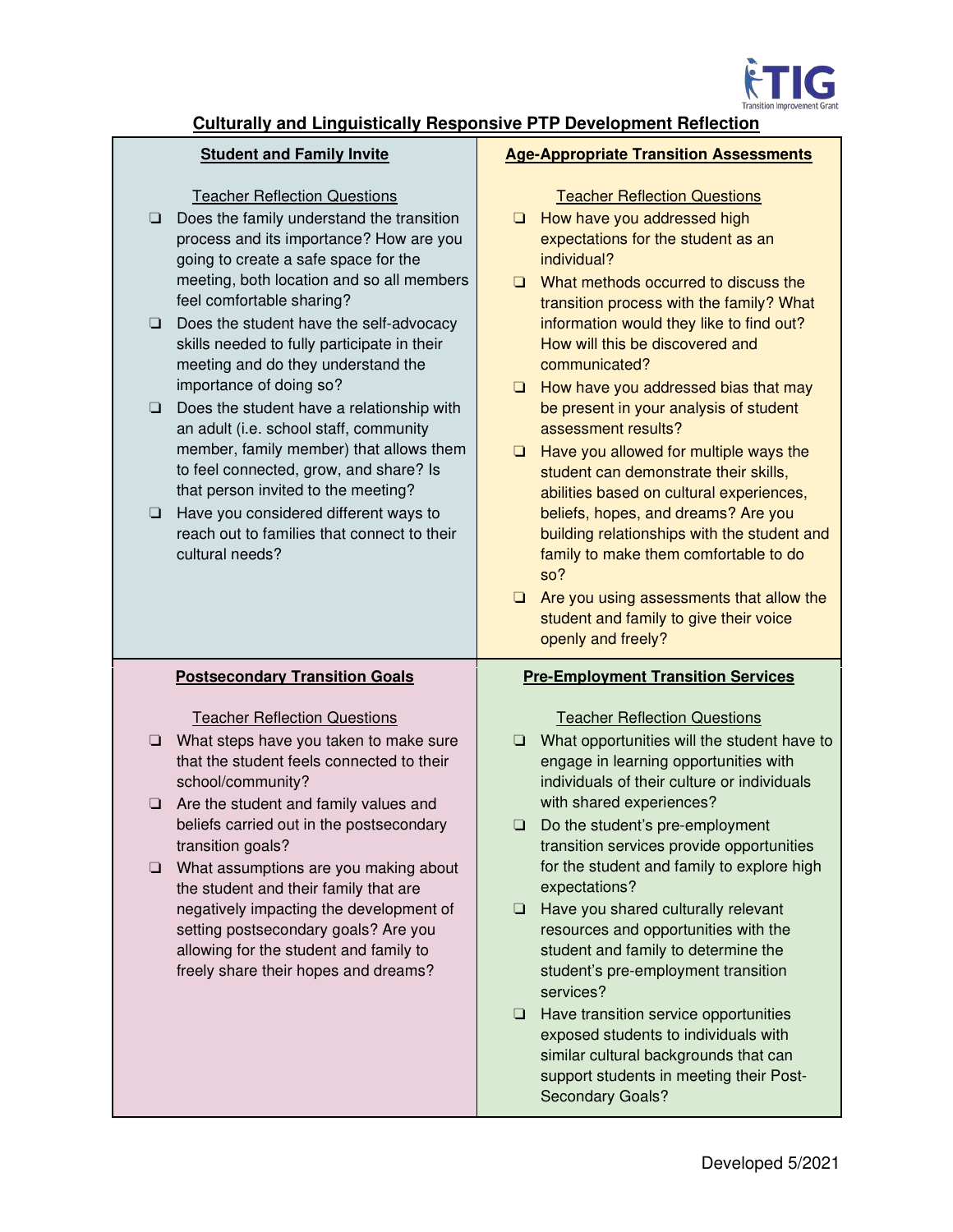# Culturally and Linguistically Responsive PTP Development Reflection

## Student and Family Invite

Teacher Reflection Questions

- ❑ Does the family understand the transition process and its importance? How are you going to create a safe space for the meeting, both location and so all members feel comfortable sharing?
- ❑ Does the student have the self-advocacy skills needed to fully participate in their meeting and do they understand the importance of doing so?
- ❑ Does the student have a relationship with an adult (i.e. school staff, community member, family member) that allows them to feel connected, grow, and share? Is that person invited to the meeting?
- ❑ Have you considered different ways to reach out to families that connect to their cultural needs?

## Age-Appropriate Transition Assessments

Teacher Reflection Questions

- ❑ How have you addressed high expectations for the student as an individual?
- ❑ What methods occurred to discuss the transition process with the family? What information would they like to find out? How will this be discovered and communicated?
- ❑ How have you addressed bias that may be present in your analysis of student assessment results?
- ❑ Have you allowed for multiple ways the student can demonstrate their skills, abilities based on cultural experiences, beliefs, hopes, and dreams? Are you building relationships with the student and family to make them comfortable to do so?
- ❑ Are you using assessments that allow the student and family to give their voice openly and freely?

## Postsecondary Transition Goals

Teacher Reflection Questions

- ❑ What steps have you taken to make sure that the student feels connected to their school/community?
- ❑ Are the student and family values and beliefs carried out in the postsecondary transition goals?
- ❑ What assumptions are you making about the student and their family that are negatively impacting the development of setting postsecondary goals? Are you allowing for the student and family to freely share their hopes and dreams?

## Pre-Employment Transition Services

Teacher Reflection Questions

- ❑ What opportunities will the student have to engage in learning opportunities with individuals of their culture or individuals with shared experiences?
- ❑ Do the student's pre-employment transition services provide opportunities for the student and family to explore high expectations?
- ❑ Have you shared culturally relevant resources and opportunities with the student and family to determine the student's pre-employment transition services?
- ❑ Have transition service opportunities exposed students to individuals with similar cultural backgrounds that can support students in meeting their Post-Secondary Goals?

Developed 5/2021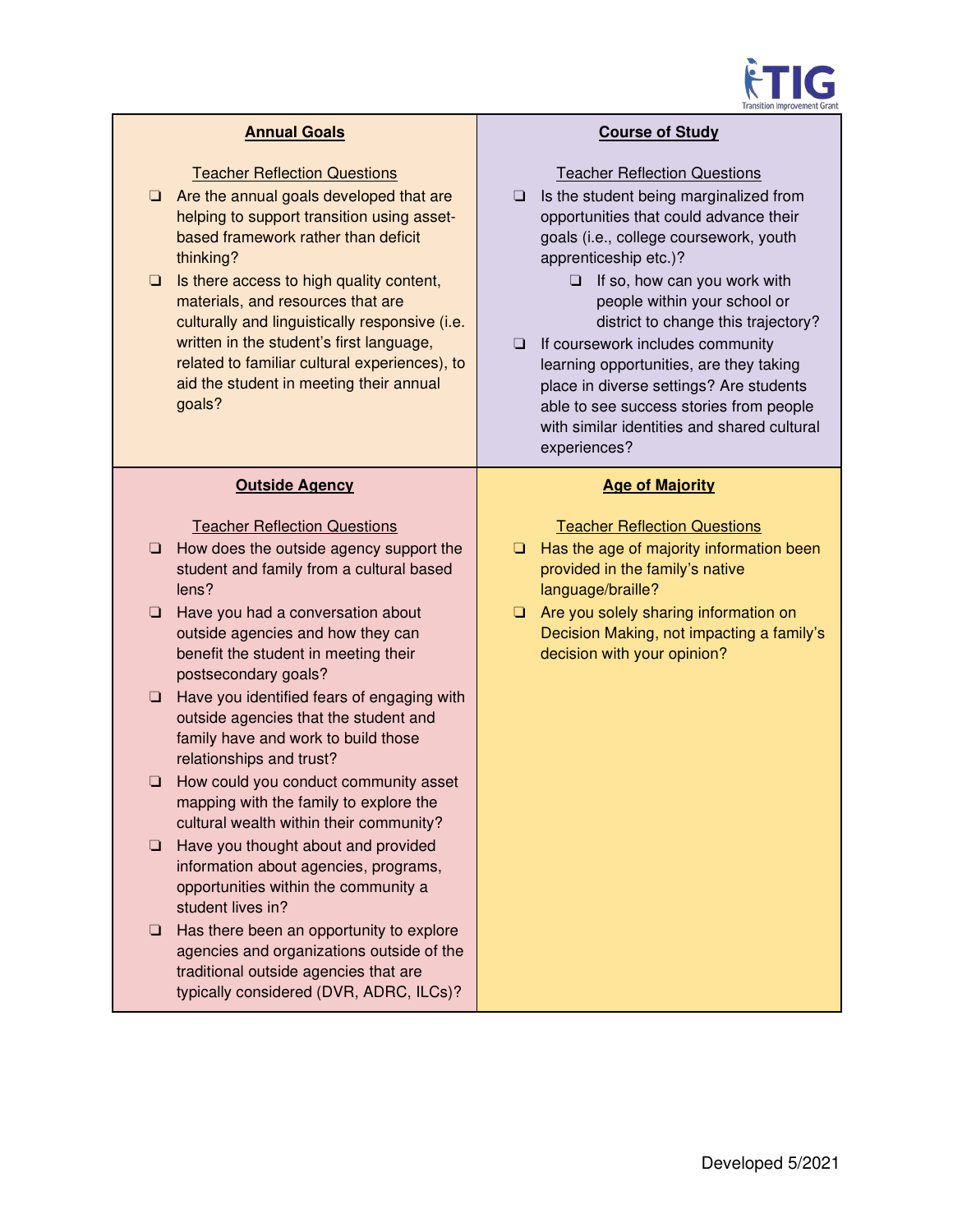## Annual Goals

Teacher Reflection Questions

- ❏ Are the annual goals developed that are helping to support transition using asset-based framework rather than deficit thinking?
- ❏ Is there access to high quality content, materials, and resources that are culturally and linguistically responsive (i.e. written in the student's first language, related to familiar cultural experiences), to aid the student in meeting their annual goals?

## Course of Study

Teacher Reflection Questions

- ❏ Is the student being marginalized from opportunities that could advance their goals (i.e., college coursework, youth apprenticeship etc.)?
  - ❏ If so, how can you work with people within your school or district to change this trajectory?
- ❏ If coursework includes community learning opportunities, are they taking place in diverse settings? Are students able to see success stories from people with similar identities and shared cultural experiences?

## Outside Agency

Teacher Reflection Questions

- ❏ How does the outside agency support the student and family from a cultural based lens?
- ❏ Have you had a conversation about outside agencies and how they can benefit the student in meeting their postsecondary goals?
- ❏ Have you identified fears of engaging with outside agencies that the student and family have and work to build those relationships and trust?
- ❏ How could you conduct community asset mapping with the family to explore the cultural wealth within their community?
- ❏ Have you thought about and provided information about agencies, programs, opportunities within the community a student lives in?
- ❏ Has there been an opportunity to explore agencies and organizations outside of the traditional outside agencies that are typically considered (DVR, ADRC, ILCs)?

## Age of Majority

Teacher Reflection Questions

- ❏ Has the age of majority information been provided in the family's native language/braille?
- ❏ Are you solely sharing information on Decision Making, not impacting a family's decision with your opinion?

Developed 5/2021